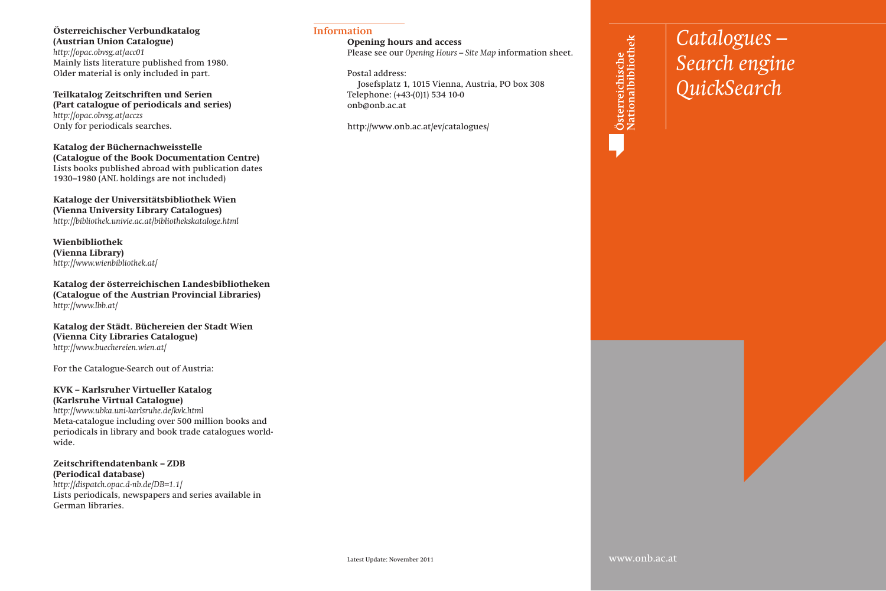**Österreichischer Verbundkatalog**
**(Austrian Union Catalogue)**
*http://opac.obvsg.at/acc01*
Mainly lists literature published from 1980. Older material is only included in part.

**Teilkatalog Zeitschriften und Serien**
**(Part catalogue of periodicals and series)**
*http://opac.obvsg.at/acczs*
Only for periodicals searches.

**Katalog der Büchernachweisstelle**
**(Catalogue of the Book Documentation Centre)**
Lists books published abroad with publication dates 1930–1980 (ANL holdings are not included)

**Kataloge der Universitätsbibliothek Wien**
**(Vienna University Library Catalogues)**
*http://bibliothek.univie.ac.at/bibliothekskataloge.html*

**Wienbibliothek**
**(Vienna Library)**
*http://www.wienbibliothek.at/*

**Katalog der österreichischen Landesbibliotheken**
**(Catalogue of the Austrian Provincial Libraries)**
*http://www.lbb.at/*

**Katalog der Städt. Büchereien der Stadt Wien**
**(Vienna City Libraries Catalogue)**
*http://www.buechereien.wien.at/*

For the Catalogue-Search out of Austria:

**KVK – Karlsruher Virtueller Katalog**
**(Karlsruhe Virtual Catalogue)**
*http://www.ubka.uni-karlsruhe.de/kvk.html*
Meta-catalogue including over 500 million books and periodicals in library and book trade catalogues world-wide.

**Zeitschriftendatenbank – ZDB**
**(Periodical database)**
*http://dispatch.opac.d-nb.de/DB=1.1/*
Lists periodicals, newspapers and series available in German libraries.

## Information

**Opening hours and access**
Please see our *Opening Hours – Site Map* information sheet.

Postal address:
Josefsplatz 1, 1015 Vienna, Austria, PO box 308
Telephone: (+43-(0)1) 534 10-0
onb@onb.ac.at

http://www.onb.ac.at/ev/catalogues/

Latest Update: November 2011

**Österreichische Nationalbibliothek**

# *Catalogues – Search engine QuickSearch*

www.onb.ac.at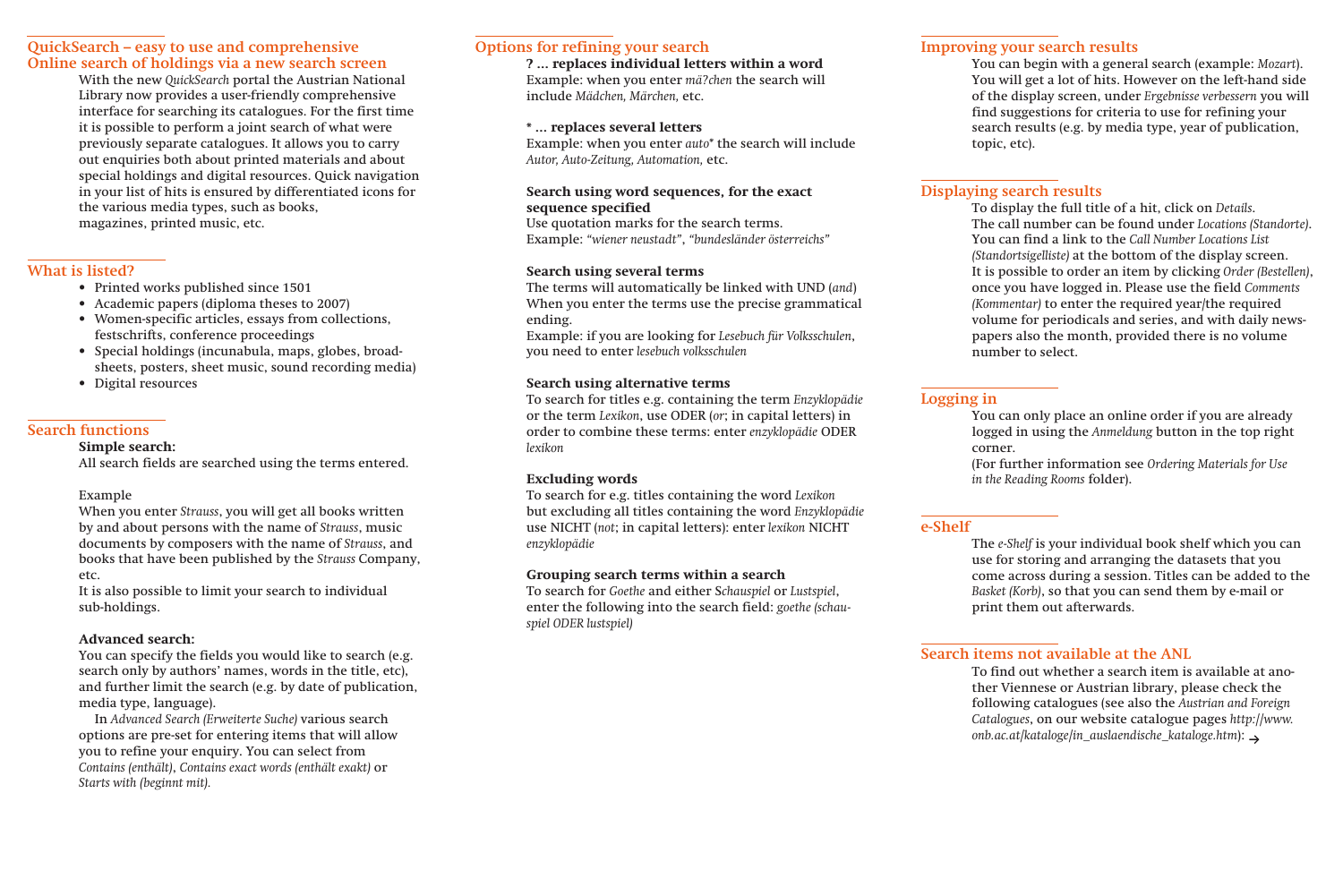## QuickSearch – easy to use and comprehensive
## Online search of holdings via a new search screen

With the new *QuickSearch* portal the Austrian National Library now provides a user-friendly comprehensive interface for searching its catalogues. For the first time it is possible to perform a joint search of what were previously separate catalogues. It allows you to carry out enquiries both about printed materials and about special holdings and digital resources. Quick navigation in your list of hits is ensured by differentiated icons for the various media types, such as books, magazines, printed music, etc.

## What is listed?

- Printed works published since 1501
- Academic papers (diploma theses to 2007)
- Women-specific articles, essays from collections, festschrifts, conference proceedings
- Special holdings (incunabula, maps, globes, broadsheets, posters, sheet music, sound recording media)
- Digital resources

## Search functions

**Simple search:**
All search fields are searched using the terms entered.

Example
When you enter *Strauss*, you will get all books written by and about persons with the name of *Strauss*, music documents by composers with the name of *Strauss*, and books that have been published by the *Strauss* Company, etc.
It is also possible to limit your search to individual sub-holdings.

**Advanced search:**
You can specify the fields you would like to search (e.g. search only by authors' names, words in the title, etc), and further limit the search (e.g. by date of publication, media type, language).

In *Advanced Search (Erweiterte Suche)* various search options are pre-set for entering items that will allow you to refine your enquiry. You can select from *Contains (enthält)*, *Contains exact words (enthält exakt)* or *Starts with (beginnt mit).*

## Options for refining your search

**? … replaces individual letters within a word**
Example: when you enter *mä?chen* the search will include *Mädchen, Märchen,* etc.

**\* … replaces several letters**
Example: when you enter *auto\** the search will include *Autor, Auto-Zeitung, Automation,* etc.

**Search using word sequences, for the exact sequence specified**
Use quotation marks for the search terms.
Example: *"wiener neustadt"*, *"bundesländer österreichs"*

**Search using several terms**
The terms will automatically be linked with UND (*and*)
When you enter the terms use the precise grammatical ending.
Example: if you are looking for *Lesebuch für Volksschulen*, you need to enter *lesebuch volksschulen*

**Search using alternative terms**
To search for titles e.g. containing the term *Enzyklopädie* or the term *Lexikon*, use ODER (*or*; in capital letters) in order to combine these terms: enter *enzyklopädie* ODER *lexikon*

**Excluding words**
To search for e.g. titles containing the word *Lexikon* but excluding all titles containing the word *Enzyklopädie* use NICHT (*not*; in capital letters): enter *lexikon* NICHT *enzyklopädie*

**Grouping search terms within a search**
To search for *Goethe* and either S*chauspiel* or *Lustspiel*, enter the following into the search field: *goethe (schauspiel ODER lustspiel)*

## Improving your search results

You can begin with a general search (example: *Mozart*). You will get a lot of hits. However on the left-hand side of the display screen, under *Ergebnisse verbessern* you will find suggestions for criteria to use for refining your search results (e.g. by media type, year of publication, topic, etc).

## Displaying search results

To display the full title of a hit, click on *Details*.
The call number can be found under *Locations (Standorte)*.
You can find a link to the *Call Number Locations List (Standortsigelliste)* at the bottom of the display screen.
It is possible to order an item by clicking *Order (Bestellen)*, once you have logged in. Please use the field *Comments (Kommentar)* to enter the required year/the required volume for periodicals and series, and with daily newspapers also the month, provided there is no volume number to select.

## Logging in

You can only place an online order if you are already logged in using the *Anmeldung* button in the top right corner.
(For further information see *Ordering Materials for Use in the Reading Rooms* folder).

## e-Shelf

The *e-Shelf* is your individual book shelf which you can use for storing and arranging the datasets that you come across during a session. Titles can be added to the *Basket (Korb)*, so that you can send them by e-mail or print them out afterwards.

## Search items not available at the ANL

To find out whether a search item is available at another Viennese or Austrian library, please check the following catalogues (see also the *Austrian and Foreign Catalogues*, on our website catalogue pages *http://www.onb.ac.at/kataloge/in_auslaendische_kataloge.htm*): →